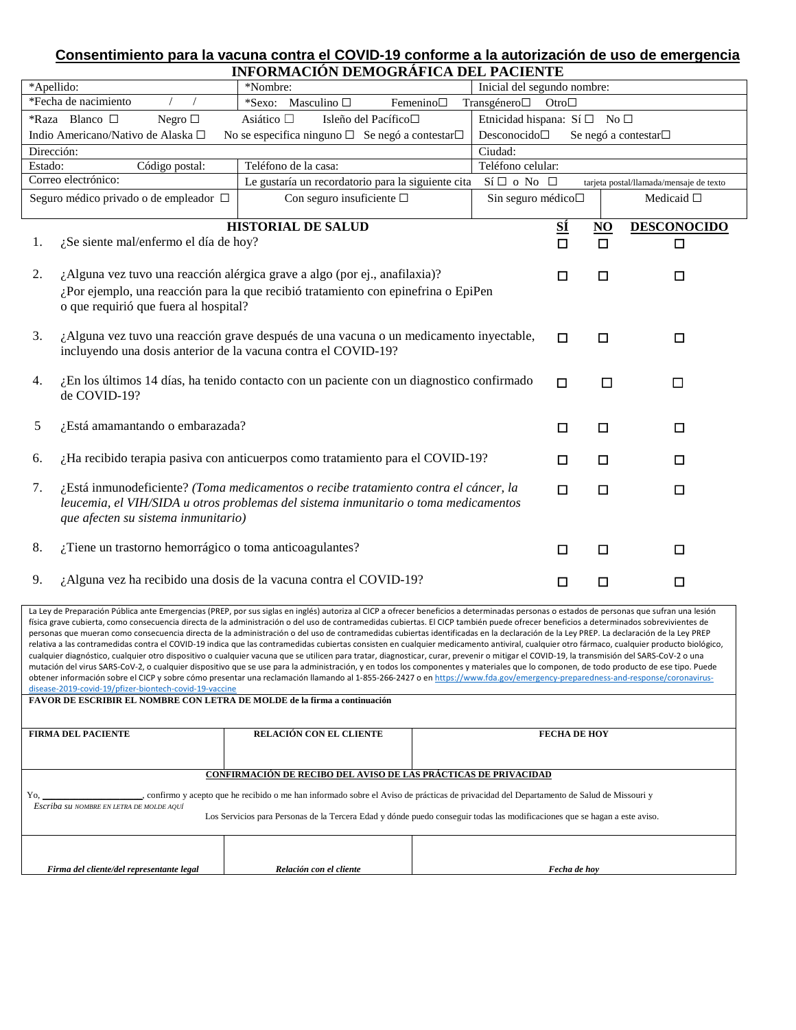# Consentimiento para la vacuna contra el COVID-19 conforme a la autorización de uso de emergencia

## INFORMACIÓN DEMOGRÁFICA DEL PACIENTE

| | | | |
|---|---|---|---|
| *Apellido: | *Nombre: | Inicial del segundo nombre: | |
| *Fecha de nacimiento / / | *Sexo: Masculino ☐ Femenino☐ | Transgénero☐ Otro☐ | |
| *Raza Blanco ☐ Negro ☐ | Asiático ☐ Isleño del Pacífico☐ | Etnicidad hispana: Sí ☐ No ☐ | |
| Indio Americano/Nativo de Alaska ☐ | No se especifica ninguno ☐ Se negó a contestar☐ | Desconocido☐ Se negó a contestar☐ | |
| Dirección: | | Ciudad: | |
| Estado: Código postal: | Teléfono de la casa: | Teléfono celular: | |
| Correo electrónico: | Le gustaría un recordatorio para la siguiente cita | Sí ☐ o No ☐ tarjeta postal/llamada/mensaje de texto | |
| Seguro médico privado o de empleador ☐ | Con seguro insuficiente ☐ | Sin seguro médico☐ | Medicaid ☐ |

## HISTORIAL DE SALUD

| | | SÍ | NO | DESCONOCIDO |
|---|---|---|---|---|
| 1. | ¿Se siente mal/enfermo el día de hoy? | ☐ | ☐ | ☐ |
| 2. | ¿Alguna vez tuvo una reacción alérgica grave a algo (por ej., anafilaxia)? ¿Por ejemplo, una reacción para la que recibió tratamiento con epinefrina o EpiPen o que requirió que fuera al hospital? | ☐ | ☐ | ☐ |
| 3. | ¿Alguna vez tuvo una reacción grave después de una vacuna o un medicamento inyectable, incluyendo una dosis anterior de la vacuna contra el COVID-19? | ☐ | ☐ | ☐ |
| 4. | ¿En los últimos 14 días, ha tenido contacto con un paciente con un diagnostico confirmado de COVID-19? | ☐ | ☐ | ☐ |
| 5 | ¿Está amamantando o embarazada? | ☐ | ☐ | ☐ |
| 6. | ¿Ha recibido terapia pasiva con anticuerpos como tratamiento para el COVID-19? | ☐ | ☐ | ☐ |
| 7. | ¿Está inmunodeficiente? *(Toma medicamentos o recibe tratamiento contra el cáncer, la leucemia, el VIH/SIDA u otros problemas del sistema inmunitario o toma medicamentos que afecten su sistema inmunitario)* | ☐ | ☐ | ☐ |
| 8. | ¿Tiene un trastorno hemorrágico o toma anticoagulantes? | ☐ | ☐ | ☐ |
| 9. | ¿Alguna vez ha recibido una dosis de la vacuna contra el COVID-19? | ☐ | ☐ | ☐ |

La Ley de Preparación Pública ante Emergencias (PREP, por sus siglas en inglés) autoriza al CICP a ofrecer beneficios a determinadas personas o estados de personas que sufran una lesión física grave cubierta, como consecuencia directa de la administración o del uso de contramedidas cubiertas. El CICP también puede ofrecer beneficios a determinados sobrevivientes de personas que mueran como consecuencia directa de la administración o del uso de contramedidas cubiertas identificadas en la declaración de la Ley PREP. La declaración de la Ley PREP relativa a las contramedidas contra el COVID-19 indica que las contramedidas cubiertas consisten en cualquier medicamento antiviral, cualquier otro fármaco, cualquier producto biológico, cualquier diagnóstico, cualquier otro dispositivo o cualquier vacuna que se utilicen para tratar, diagnosticar, curar, prevenir o mitigar el COVID-19, la transmisión del SARS-CoV-2 o una mutación del virus SARS-CoV-2, o cualquier dispositivo que se use para la administración, y en todos los componentes y materiales que lo componen, de todo producto de ese tipo. Puede obtener información sobre el CICP y sobre cómo presentar una reclamación llamando al 1-855-266-2427 o en https://www.fda.gov/emergency-preparedness-and-response/coronavirus-disease-2019-covid-19/pfizer-biontech-covid-19-vaccine

**FAVOR DE ESCRIBIR EL NOMBRE CON LETRA DE MOLDE de la firma a continuación**

| FIRMA DEL PACIENTE | RELACIÓN CON EL CLIENTE | FECHA DE HOY |
|---|---|---|
| | | |

**CONFIRMACIÓN DE RECIBO DEL AVISO DE LAS PRÁCTICAS DE PRIVACIDAD**

Yo, ____________________, confirmo y acepto que he recibido o me han informado sobre el Aviso de prácticas de privacidad del Departamento de Salud de Missouri y Los Servicios para Personas de la Tercera Edad y dónde puedo conseguir todas las modificaciones que se hagan a este aviso.

*Escriba su NOMBRE EN LETRA DE MOLDE AQUÍ*

| *Firma del cliente/del representante legal* | *Relación con el cliente* | *Fecha de hoy* |
|---|---|---|
| | | |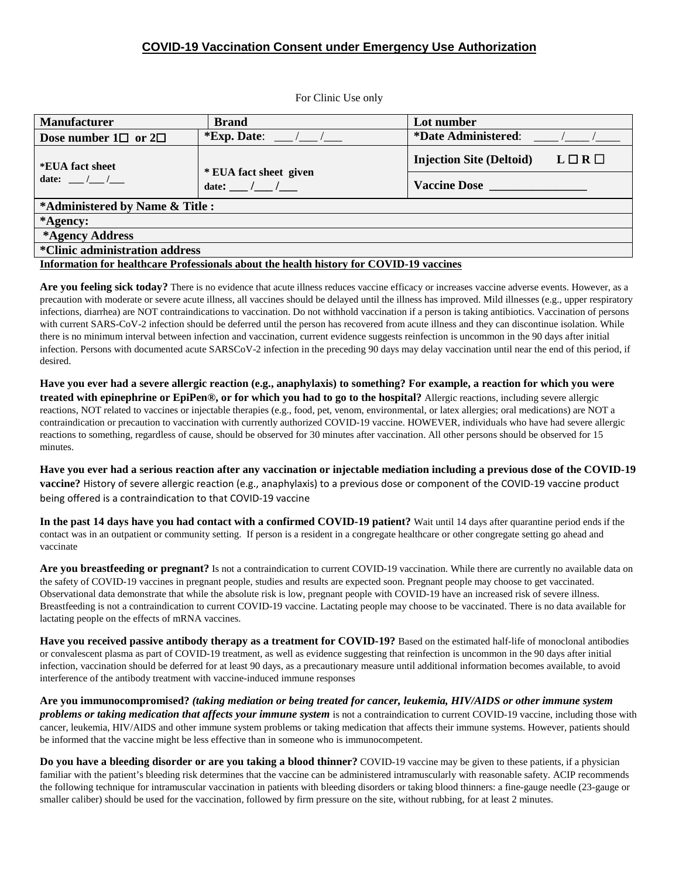## COVID-19 Vaccination Consent under Emergency Use Authorization

For Clinic Use only

| | | |
|---|---|---|
| **Manufacturer** | **Brand** | **Lot number** |
| **Dose number 1☐ or 2☐** | ***Exp. Date**: ___ /___ /___ | ***Date Administered**: ____ /____ /____ |
| ***EUA fact sheet date: ___ /___ /___** | *** EUA fact sheet given date: ___ /___ /___** | **Injection Site (Deltoid) L ☐ R ☐** |
| | | **Vaccine Dose ________________** |
| ***Administered by Name & Title :** | | |
| ***Agency:** | | |
| ***Agency Address** | | |
| ***Clinic administration address** | | |

**Information for healthcare Professionals about the health history for COVID-19 vaccines**

**Are you feeling sick today?** There is no evidence that acute illness reduces vaccine efficacy or increases vaccine adverse events. However, as a precaution with moderate or severe acute illness, all vaccines should be delayed until the illness has improved. Mild illnesses (e.g., upper respiratory infections, diarrhea) are NOT contraindications to vaccination. Do not withhold vaccination if a person is taking antibiotics. Vaccination of persons with current SARS-CoV-2 infection should be deferred until the person has recovered from acute illness and they can discontinue isolation. While there is no minimum interval between infection and vaccination, current evidence suggests reinfection is uncommon in the 90 days after initial infection. Persons with documented acute SARSCoV-2 infection in the preceding 90 days may delay vaccination until near the end of this period, if desired.

**Have you ever had a severe allergic reaction (e.g., anaphylaxis) to something? For example, a reaction for which you were treated with epinephrine or EpiPen®, or for which you had to go to the hospital?** Allergic reactions, including severe allergic reactions, NOT related to vaccines or injectable therapies (e.g., food, pet, venom, environmental, or latex allergies; oral medications) are NOT a contraindication or precaution to vaccination with currently authorized COVID-19 vaccine. HOWEVER, individuals who have had severe allergic reactions to something, regardless of cause, should be observed for 30 minutes after vaccination. All other persons should be observed for 15 minutes.

**Have you ever had a serious reaction after any vaccination or injectable mediation including a previous dose of the COVID-19 vaccine?** History of severe allergic reaction (e.g., anaphylaxis) to a previous dose or component of the COVID-19 vaccine product being offered is a contraindication to that COVID-19 vaccine

**In the past 14 days have you had contact with a confirmed COVID-19 patient?** Wait until 14 days after quarantine period ends if the contact was in an outpatient or community setting. If person is a resident in a congregate healthcare or other congregate setting go ahead and vaccinate

**Are you breastfeeding or pregnant?** Is not a contraindication to current COVID-19 vaccination. While there are currently no available data on the safety of COVID-19 vaccines in pregnant people, studies and results are expected soon. Pregnant people may choose to get vaccinated. Observational data demonstrate that while the absolute risk is low, pregnant people with COVID-19 have an increased risk of severe illness. Breastfeeding is not a contraindication to current COVID-19 vaccine. Lactating people may choose to be vaccinated. There is no data available for lactating people on the effects of mRNA vaccines.

**Have you received passive antibody therapy as a treatment for COVID-19?** Based on the estimated half-life of monoclonal antibodies or convalescent plasma as part of COVID-19 treatment, as well as evidence suggesting that reinfection is uncommon in the 90 days after initial infection, vaccination should be deferred for at least 90 days, as a precautionary measure until additional information becomes available, to avoid interference of the antibody treatment with vaccine-induced immune responses

**Are you immunocompromised?** ***(taking mediation or being treated for cancer, leukemia, HIV/AIDS or other immune system problems or taking medication that affects your immune system*** is not a contraindication to current COVID-19 vaccine, including those with cancer, leukemia, HIV/AIDS and other immune system problems or taking medication that affects their immune systems. However, patients should be informed that the vaccine might be less effective than in someone who is immunocompetent.

**Do you have a bleeding disorder or are you taking a blood thinner?** COVID-19 vaccine may be given to these patients, if a physician familiar with the patient's bleeding risk determines that the vaccine can be administered intramuscularly with reasonable safety. ACIP recommends the following technique for intramuscular vaccination in patients with bleeding disorders or taking blood thinners: a fine-gauge needle (23-gauge or smaller caliber) should be used for the vaccination, followed by firm pressure on the site, without rubbing, for at least 2 minutes.